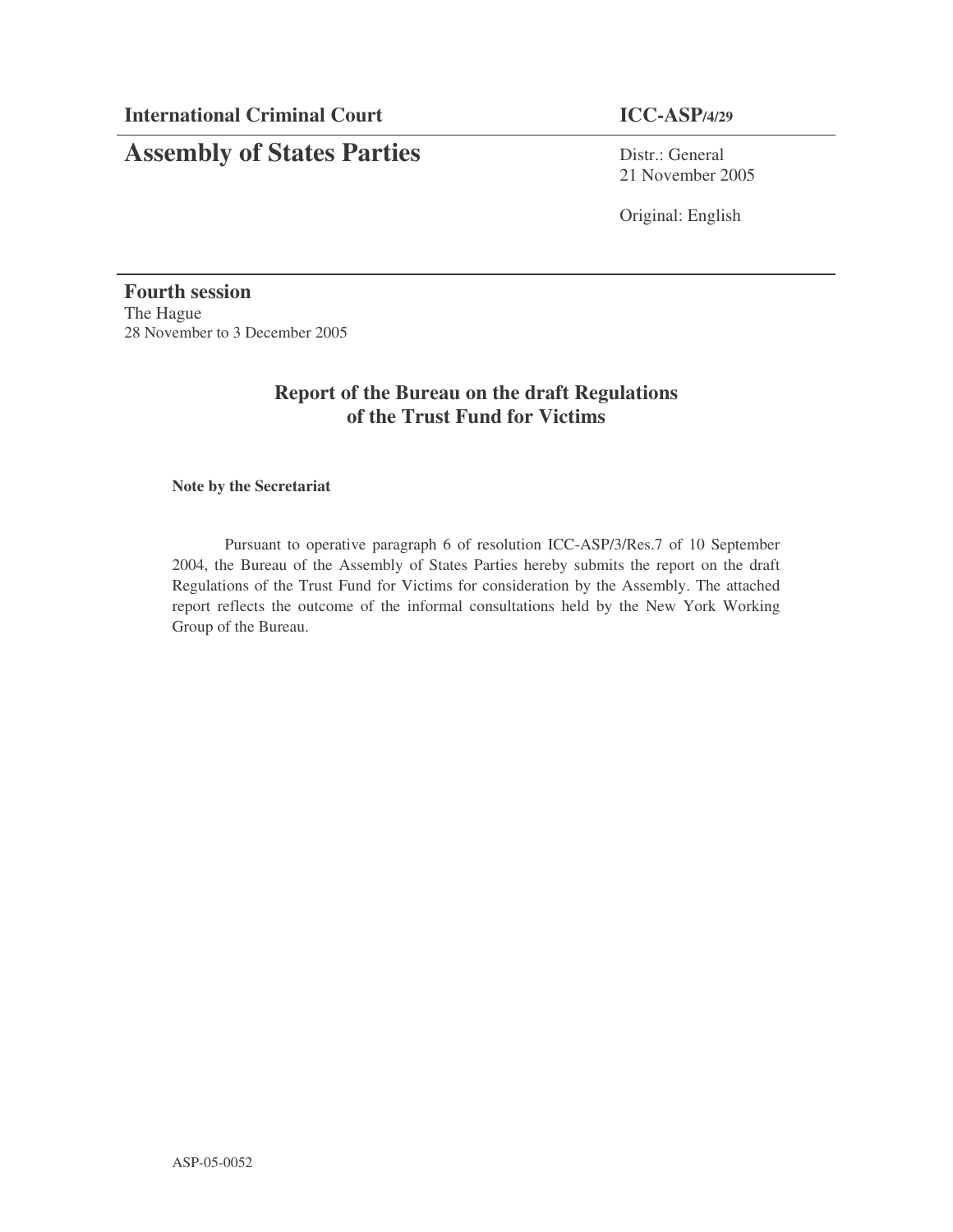**International Criminal Court** **ICC-ASP/4/29**

# Assembly of States Parties

Distr.: General
21 November 2005

Original: English

**Fourth session**
The Hague
28 November to 3 December 2005

## Report of the Bureau on the draft Regulations of the Trust Fund for Victims

**Note by the Secretariat**

Pursuant to operative paragraph 6 of resolution ICC-ASP/3/Res.7 of 10 September 2004, the Bureau of the Assembly of States Parties hereby submits the report on the draft Regulations of the Trust Fund for Victims for consideration by the Assembly. The attached report reflects the outcome of the informal consultations held by the New York Working Group of the Bureau.

ASP-05-0052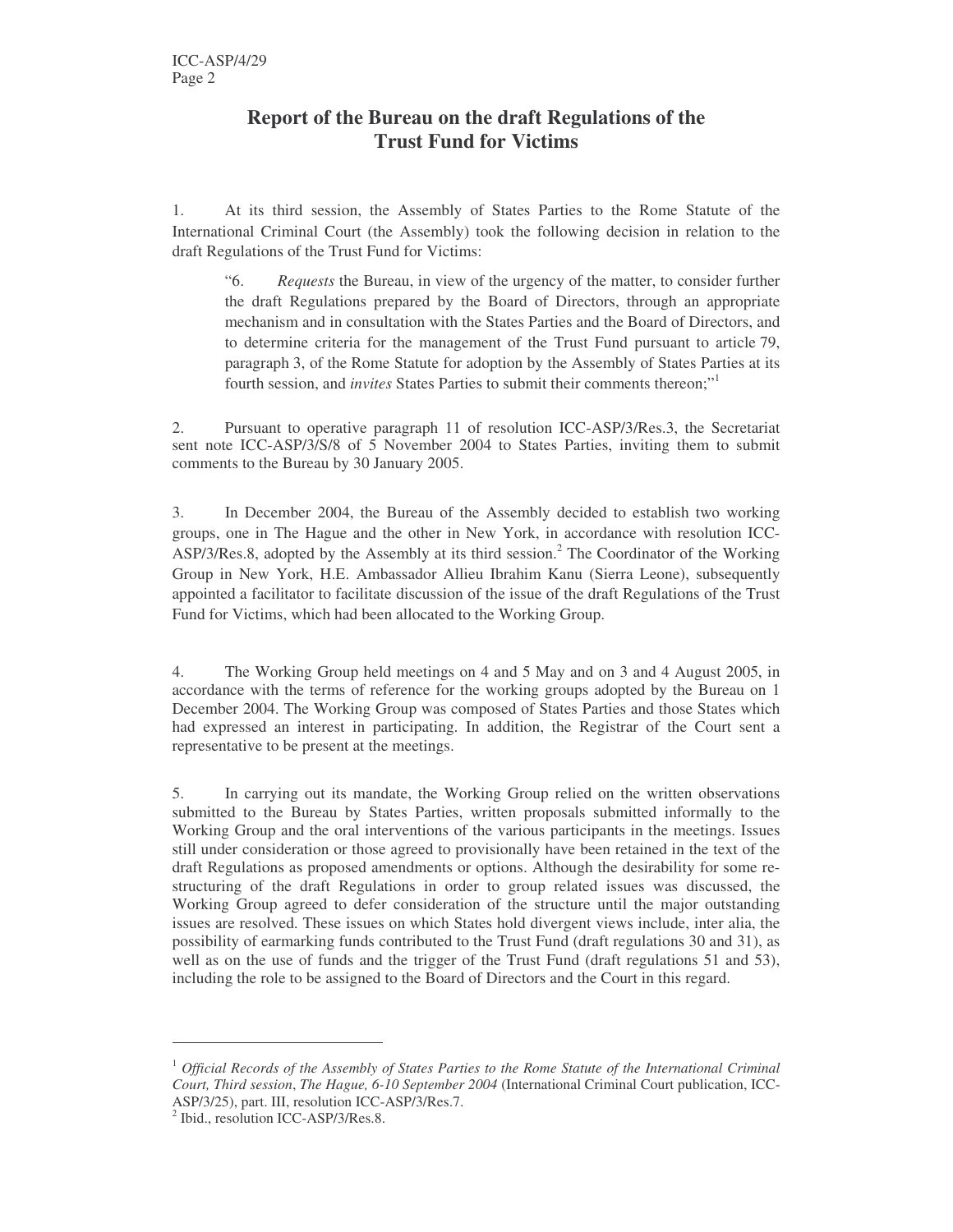# Report of the Bureau on the draft Regulations of the Trust Fund for Victims

1. At its third session, the Assembly of States Parties to the Rome Statute of the International Criminal Court (the Assembly) took the following decision in relation to the draft Regulations of the Trust Fund for Victims:

> "6. *Requests* the Bureau, in view of the urgency of the matter, to consider further the draft Regulations prepared by the Board of Directors, through an appropriate mechanism and in consultation with the States Parties and the Board of Directors, and to determine criteria for the management of the Trust Fund pursuant to article 79, paragraph 3, of the Rome Statute for adoption by the Assembly of States Parties at its fourth session, and *invites* States Parties to submit their comments thereon;"[1]

2. Pursuant to operative paragraph 11 of resolution ICC-ASP/3/Res.3, the Secretariat sent note ICC-ASP/3/S/8 of 5 November 2004 to States Parties, inviting them to submit comments to the Bureau by 30 January 2005.

3. In December 2004, the Bureau of the Assembly decided to establish two working groups, one in The Hague and the other in New York, in accordance with resolution ICC-ASP/3/Res.8, adopted by the Assembly at its third session.[2] The Coordinator of the Working Group in New York, H.E. Ambassador Allieu Ibrahim Kanu (Sierra Leone), subsequently appointed a facilitator to facilitate discussion of the issue of the draft Regulations of the Trust Fund for Victims, which had been allocated to the Working Group.

4. The Working Group held meetings on 4 and 5 May and on 3 and 4 August 2005, in accordance with the terms of reference for the working groups adopted by the Bureau on 1 December 2004. The Working Group was composed of States Parties and those States which had expressed an interest in participating. In addition, the Registrar of the Court sent a representative to be present at the meetings.

5. In carrying out its mandate, the Working Group relied on the written observations submitted to the Bureau by States Parties, written proposals submitted informally to the Working Group and the oral interventions of the various participants in the meetings. Issues still under consideration or those agreed to provisionally have been retained in the text of the draft Regulations as proposed amendments or options. Although the desirability for some re-structuring of the draft Regulations in order to group related issues was discussed, the Working Group agreed to defer consideration of the structure until the major outstanding issues are resolved. These issues on which States hold divergent views include, inter alia, the possibility of earmarking funds contributed to the Trust Fund (draft regulations 30 and 31), as well as on the use of funds and the trigger of the Trust Fund (draft regulations 51 and 53), including the role to be assigned to the Board of Directors and the Court in this regard.

---

[1] *Official Records of the Assembly of States Parties to the Rome Statute of the International Criminal Court, Third session*, *The Hague, 6-10 September 2004* (International Criminal Court publication, ICC-ASP/3/25), part. III, resolution ICC-ASP/3/Res.7.

[2] Ibid., resolution ICC-ASP/3/Res.8.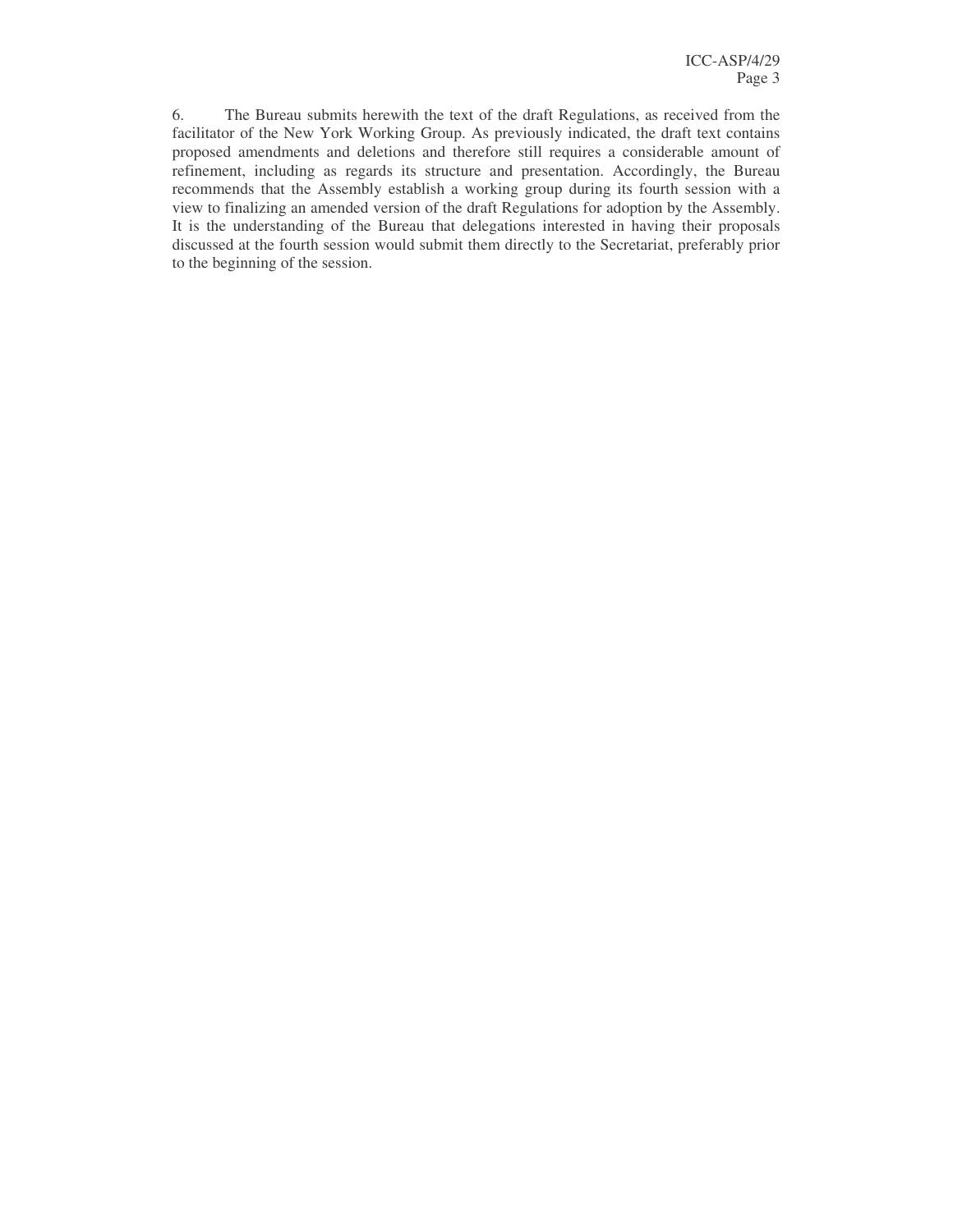6. The Bureau submits herewith the text of the draft Regulations, as received from the facilitator of the New York Working Group. As previously indicated, the draft text contains proposed amendments and deletions and therefore still requires a considerable amount of refinement, including as regards its structure and presentation. Accordingly, the Bureau recommends that the Assembly establish a working group during its fourth session with a view to finalizing an amended version of the draft Regulations for adoption by the Assembly. It is the understanding of the Bureau that delegations interested in having their proposals discussed at the fourth session would submit them directly to the Secretariat, preferably prior to the beginning of the session.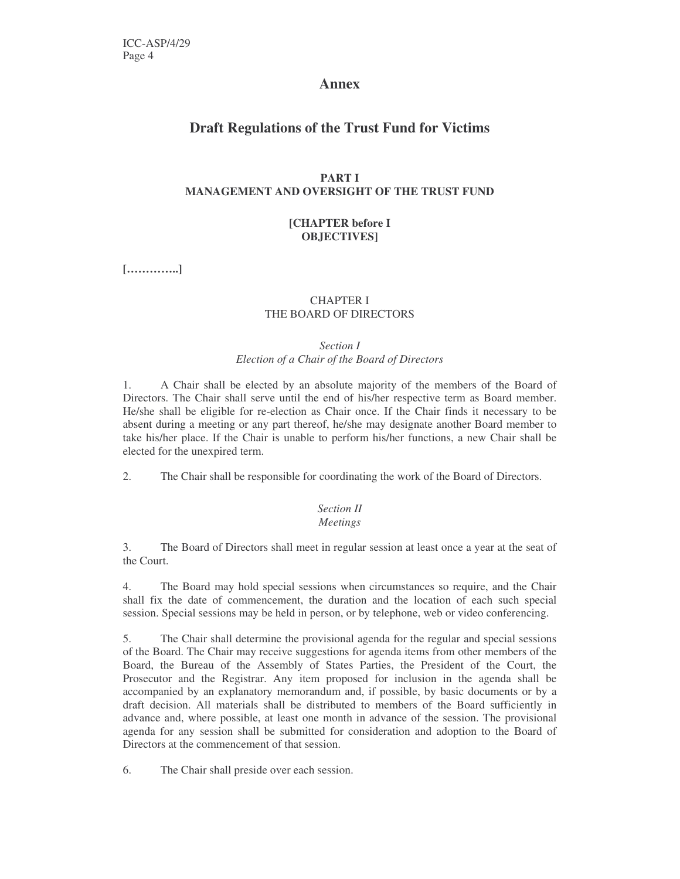# Annex

## Draft Regulations of the Trust Fund for Victims

### PART I
### MANAGEMENT AND OVERSIGHT OF THE TRUST FUND

**[CHAPTER before I**
**OBJECTIVES]**

**[…………..]**

### CHAPTER I
### THE BOARD OF DIRECTORS

*Section I*
*Election of a Chair of the Board of Directors*

1. A Chair shall be elected by an absolute majority of the members of the Board of Directors. The Chair shall serve until the end of his/her respective term as Board member. He/she shall be eligible for re-election as Chair once. If the Chair finds it necessary to be absent during a meeting or any part thereof, he/she may designate another Board member to take his/her place. If the Chair is unable to perform his/her functions, a new Chair shall be elected for the unexpired term.

2. The Chair shall be responsible for coordinating the work of the Board of Directors.

*Section II*
*Meetings*

3. The Board of Directors shall meet in regular session at least once a year at the seat of the Court.

4. The Board may hold special sessions when circumstances so require, and the Chair shall fix the date of commencement, the duration and the location of each such special session. Special sessions may be held in person, or by telephone, web or video conferencing.

5. The Chair shall determine the provisional agenda for the regular and special sessions of the Board. The Chair may receive suggestions for agenda items from other members of the Board, the Bureau of the Assembly of States Parties, the President of the Court, the Prosecutor and the Registrar. Any item proposed for inclusion in the agenda shall be accompanied by an explanatory memorandum and, if possible, by basic documents or by a draft decision. All materials shall be distributed to members of the Board sufficiently in advance and, where possible, at least one month in advance of the session. The provisional agenda for any session shall be submitted for consideration and adoption to the Board of Directors at the commencement of that session.

6. The Chair shall preside over each session.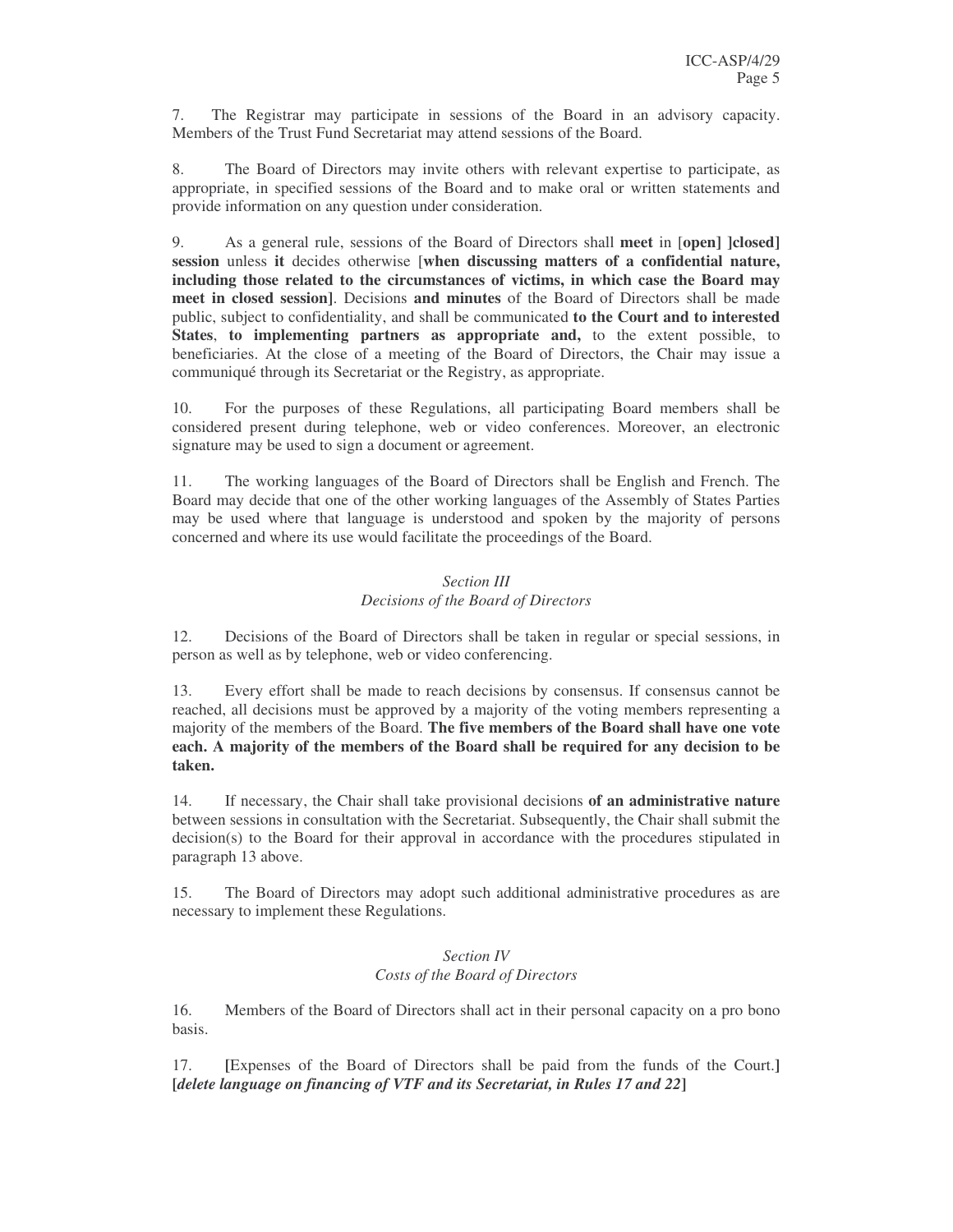7. The Registrar may participate in sessions of the Board in an advisory capacity. Members of the Trust Fund Secretariat may attend sessions of the Board.

8. The Board of Directors may invite others with relevant expertise to participate, as appropriate, in specified sessions of the Board and to make oral or written statements and provide information on any question under consideration.

9. As a general rule, sessions of the Board of Directors shall **meet** in [**open] ]closed] session** unless **it** decides otherwise [**when discussing matters of a confidential nature, including those related to the circumstances of victims, in which case the Board may meet in closed session]**. Decisions **and minutes** of the Board of Directors shall be made public, subject to confidentiality, and shall be communicated **to the Court and to interested States**, **to implementing partners as appropriate and,** to the extent possible, to beneficiaries. At the close of a meeting of the Board of Directors, the Chair may issue a communiqué through its Secretariat or the Registry, as appropriate.

10. For the purposes of these Regulations, all participating Board members shall be considered present during telephone, web or video conferences. Moreover, an electronic signature may be used to sign a document or agreement.

11. The working languages of the Board of Directors shall be English and French. The Board may decide that one of the other working languages of the Assembly of States Parties may be used where that language is understood and spoken by the majority of persons concerned and where its use would facilitate the proceedings of the Board.

*Section III*
*Decisions of the Board of Directors*

12. Decisions of the Board of Directors shall be taken in regular or special sessions, in person as well as by telephone, web or video conferencing.

13. Every effort shall be made to reach decisions by consensus. If consensus cannot be reached, all decisions must be approved by a majority of the voting members representing a majority of the members of the Board. **The five members of the Board shall have one vote each. A majority of the members of the Board shall be required for any decision to be taken.**

14. If necessary, the Chair shall take provisional decisions **of an administrative nature** between sessions in consultation with the Secretariat. Subsequently, the Chair shall submit the decision(s) to the Board for their approval in accordance with the procedures stipulated in paragraph 13 above.

15. The Board of Directors may adopt such additional administrative procedures as are necessary to implement these Regulations.

*Section IV*
*Costs of the Board of Directors*

16. Members of the Board of Directors shall act in their personal capacity on a pro bono basis.

17. **[**Expenses of the Board of Directors shall be paid from the funds of the Court.**]** **[*delete language on financing of VTF and its Secretariat, in Rules 17 and 22*]**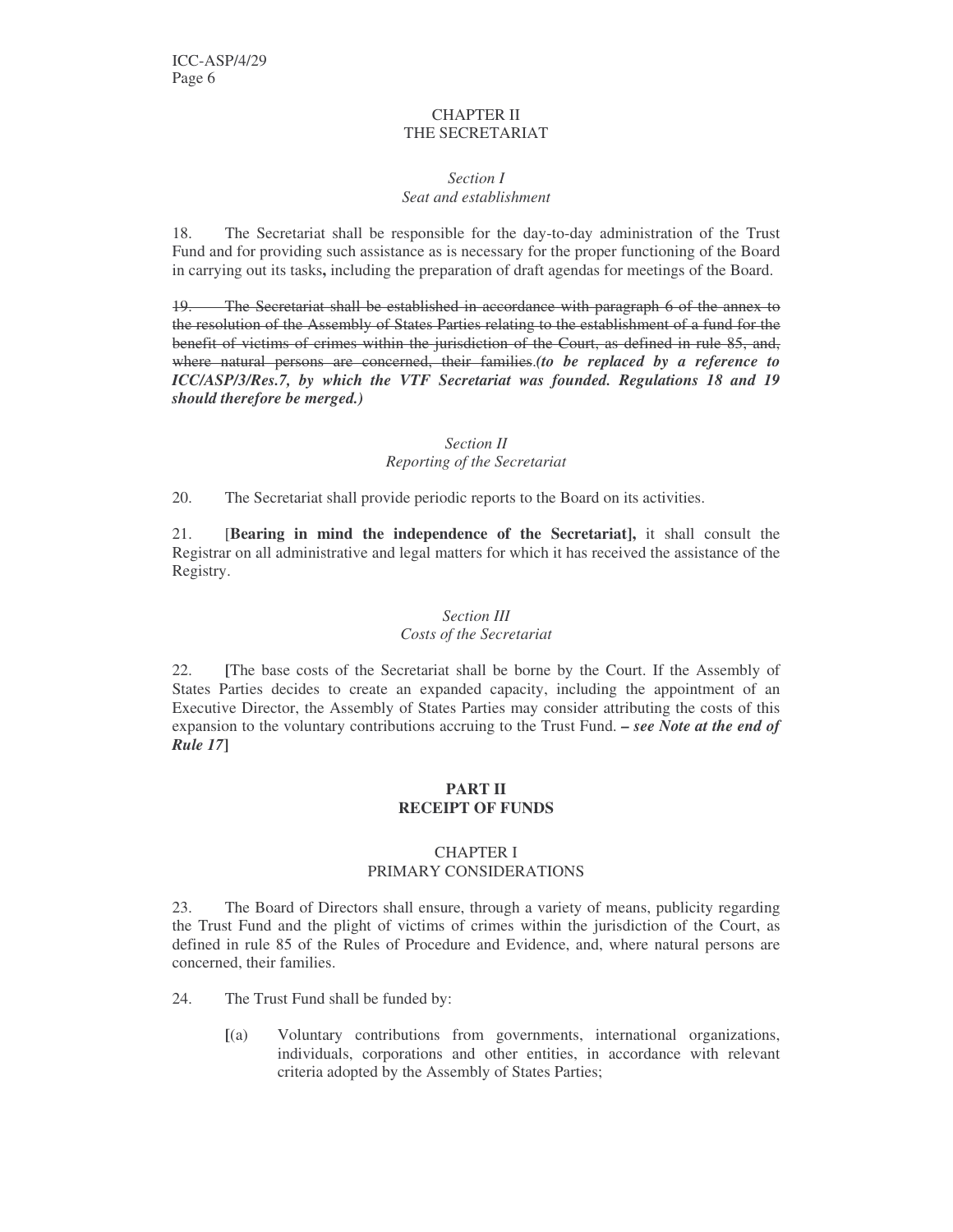## CHAPTER II
## THE SECRETARIAT

### *Section I*
### *Seat and establishment*

18. The Secretariat shall be responsible for the day-to-day administration of the Trust Fund and for providing such assistance as is necessary for the proper functioning of the Board in carrying out its tasks**,** including the preparation of draft agendas for meetings of the Board.

~~19. The Secretariat shall be established in accordance with paragraph 6 of the annex to the resolution of the Assembly of States Parties relating to the establishment of a fund for the benefit of victims of crimes within the jurisdiction of the Court, as defined in rule 85, and, where natural persons are concerned, their families.~~***(to be replaced by a reference to ICC/ASP/3/Res.7, by which the VTF Secretariat was founded. Regulations 18 and 19 should therefore be merged.)***

### *Section II*
### *Reporting of the Secretariat*

20. The Secretariat shall provide periodic reports to the Board on its activities.

21. [**Bearing in mind the independence of the Secretariat],** it shall consult the Registrar on all administrative and legal matters for which it has received the assistance of the Registry.

### *Section III*
### *Costs of the Secretariat*

22. **[**The base costs of the Secretariat shall be borne by the Court. If the Assembly of States Parties decides to create an expanded capacity, including the appointment of an Executive Director, the Assembly of States Parties may consider attributing the costs of this expansion to the voluntary contributions accruing to the Trust Fund. ***– see Note at the end of Rule 17*****]**

# PART II
# RECEIPT OF FUNDS

## CHAPTER I
## PRIMARY CONSIDERATIONS

23. The Board of Directors shall ensure, through a variety of means, publicity regarding the Trust Fund and the plight of victims of crimes within the jurisdiction of the Court, as defined in rule 85 of the Rules of Procedure and Evidence, and, where natural persons are concerned, their families.

24. The Trust Fund shall be funded by:

**[**(a) Voluntary contributions from governments, international organizations, individuals, corporations and other entities, in accordance with relevant criteria adopted by the Assembly of States Parties;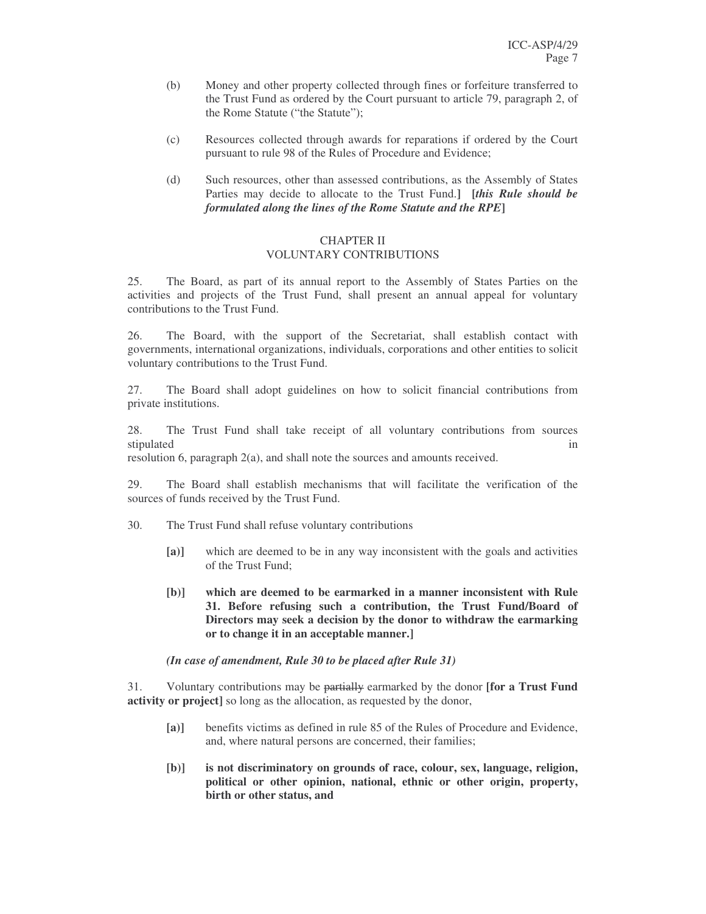(b) Money and other property collected through fines or forfeiture transferred to the Trust Fund as ordered by the Court pursuant to article 79, paragraph 2, of the Rome Statute ("the Statute");

(c) Resources collected through awards for reparations if ordered by the Court pursuant to rule 98 of the Rules of Procedure and Evidence;

(d) Such resources, other than assessed contributions, as the Assembly of States Parties may decide to allocate to the Trust Fund.**]** **[*this Rule should be formulated along the lines of the Rome Statute and the RPE*]**

## CHAPTER II
## VOLUNTARY CONTRIBUTIONS

25. The Board, as part of its annual report to the Assembly of States Parties on the activities and projects of the Trust Fund, shall present an annual appeal for voluntary contributions to the Trust Fund.

26. The Board, with the support of the Secretariat, shall establish contact with governments, international organizations, individuals, corporations and other entities to solicit voluntary contributions to the Trust Fund.

27. The Board shall adopt guidelines on how to solicit financial contributions from private institutions.

28. The Trust Fund shall take receipt of all voluntary contributions from sources stipulated in resolution 6, paragraph 2(a), and shall note the sources and amounts received.

29. The Board shall establish mechanisms that will facilitate the verification of the sources of funds received by the Trust Fund.

30. The Trust Fund shall refuse voluntary contributions

**[a)]** which are deemed to be in any way inconsistent with the goals and activities of the Trust Fund;

**[b)] which are deemed to be earmarked in a manner inconsistent with Rule 31. Before refusing such a contribution, the Trust Fund/Board of Directors may seek a decision by the donor to withdraw the earmarking or to change it in an acceptable manner.]**

***(In case of amendment, Rule 30 to be placed after Rule 31)***

31. Voluntary contributions may be ~~partially~~ earmarked by the donor **[for a Trust Fund activity or project]** so long as the allocation, as requested by the donor,

**[a)]** benefits victims as defined in rule 85 of the Rules of Procedure and Evidence, and, where natural persons are concerned, their families;

**[b)] is not discriminatory on grounds of race, colour, sex, language, religion, political or other opinion, national, ethnic or other origin, property, birth or other status, and**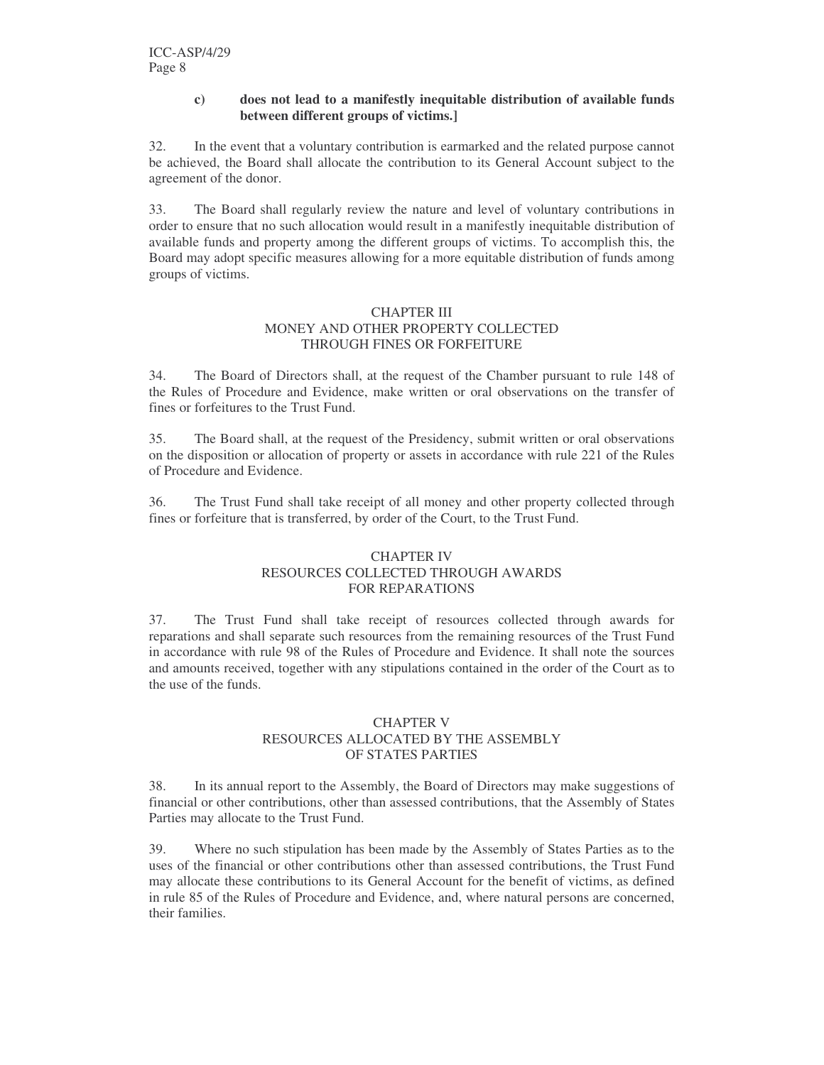**c) does not lead to a manifestly inequitable distribution of available funds between different groups of victims.]**

32. In the event that a voluntary contribution is earmarked and the related purpose cannot be achieved, the Board shall allocate the contribution to its General Account subject to the agreement of the donor.

33. The Board shall regularly review the nature and level of voluntary contributions in order to ensure that no such allocation would result in a manifestly inequitable distribution of available funds and property among the different groups of victims. To accomplish this, the Board may adopt specific measures allowing for a more equitable distribution of funds among groups of victims.

## CHAPTER III
## MONEY AND OTHER PROPERTY COLLECTED THROUGH FINES OR FORFEITURE

34. The Board of Directors shall, at the request of the Chamber pursuant to rule 148 of the Rules of Procedure and Evidence, make written or oral observations on the transfer of fines or forfeitures to the Trust Fund.

35. The Board shall, at the request of the Presidency, submit written or oral observations on the disposition or allocation of property or assets in accordance with rule 221 of the Rules of Procedure and Evidence.

36. The Trust Fund shall take receipt of all money and other property collected through fines or forfeiture that is transferred, by order of the Court, to the Trust Fund.

## CHAPTER IV
## RESOURCES COLLECTED THROUGH AWARDS FOR REPARATIONS

37. The Trust Fund shall take receipt of resources collected through awards for reparations and shall separate such resources from the remaining resources of the Trust Fund in accordance with rule 98 of the Rules of Procedure and Evidence. It shall note the sources and amounts received, together with any stipulations contained in the order of the Court as to the use of the funds.

## CHAPTER V
## RESOURCES ALLOCATED BY THE ASSEMBLY OF STATES PARTIES

38. In its annual report to the Assembly, the Board of Directors may make suggestions of financial or other contributions, other than assessed contributions, that the Assembly of States Parties may allocate to the Trust Fund.

39. Where no such stipulation has been made by the Assembly of States Parties as to the uses of the financial or other contributions other than assessed contributions, the Trust Fund may allocate these contributions to its General Account for the benefit of victims, as defined in rule 85 of the Rules of Procedure and Evidence, and, where natural persons are concerned, their families.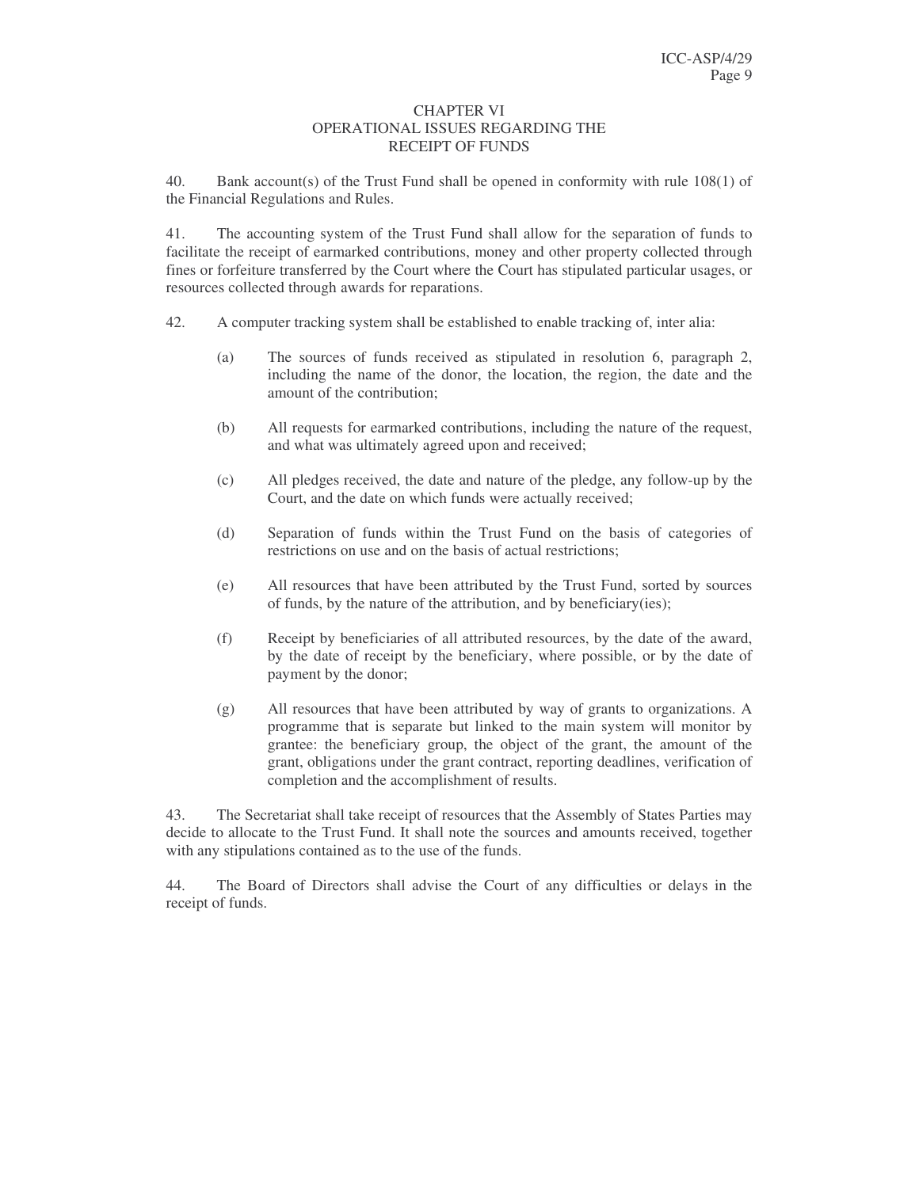## CHAPTER VI
## OPERATIONAL ISSUES REGARDING THE RECEIPT OF FUNDS

40. Bank account(s) of the Trust Fund shall be opened in conformity with rule 108(1) of the Financial Regulations and Rules.

41. The accounting system of the Trust Fund shall allow for the separation of funds to facilitate the receipt of earmarked contributions, money and other property collected through fines or forfeiture transferred by the Court where the Court has stipulated particular usages, or resources collected through awards for reparations.

42. A computer tracking system shall be established to enable tracking of, inter alia:

(a) The sources of funds received as stipulated in resolution 6, paragraph 2, including the name of the donor, the location, the region, the date and the amount of the contribution;

(b) All requests for earmarked contributions, including the nature of the request, and what was ultimately agreed upon and received;

(c) All pledges received, the date and nature of the pledge, any follow-up by the Court, and the date on which funds were actually received;

(d) Separation of funds within the Trust Fund on the basis of categories of restrictions on use and on the basis of actual restrictions;

(e) All resources that have been attributed by the Trust Fund, sorted by sources of funds, by the nature of the attribution, and by beneficiary(ies);

(f) Receipt by beneficiaries of all attributed resources, by the date of the award, by the date of receipt by the beneficiary, where possible, or by the date of payment by the donor;

(g) All resources that have been attributed by way of grants to organizations. A programme that is separate but linked to the main system will monitor by grantee: the beneficiary group, the object of the grant, the amount of the grant, obligations under the grant contract, reporting deadlines, verification of completion and the accomplishment of results.

43. The Secretariat shall take receipt of resources that the Assembly of States Parties may decide to allocate to the Trust Fund. It shall note the sources and amounts received, together with any stipulations contained as to the use of the funds.

44. The Board of Directors shall advise the Court of any difficulties or delays in the receipt of funds.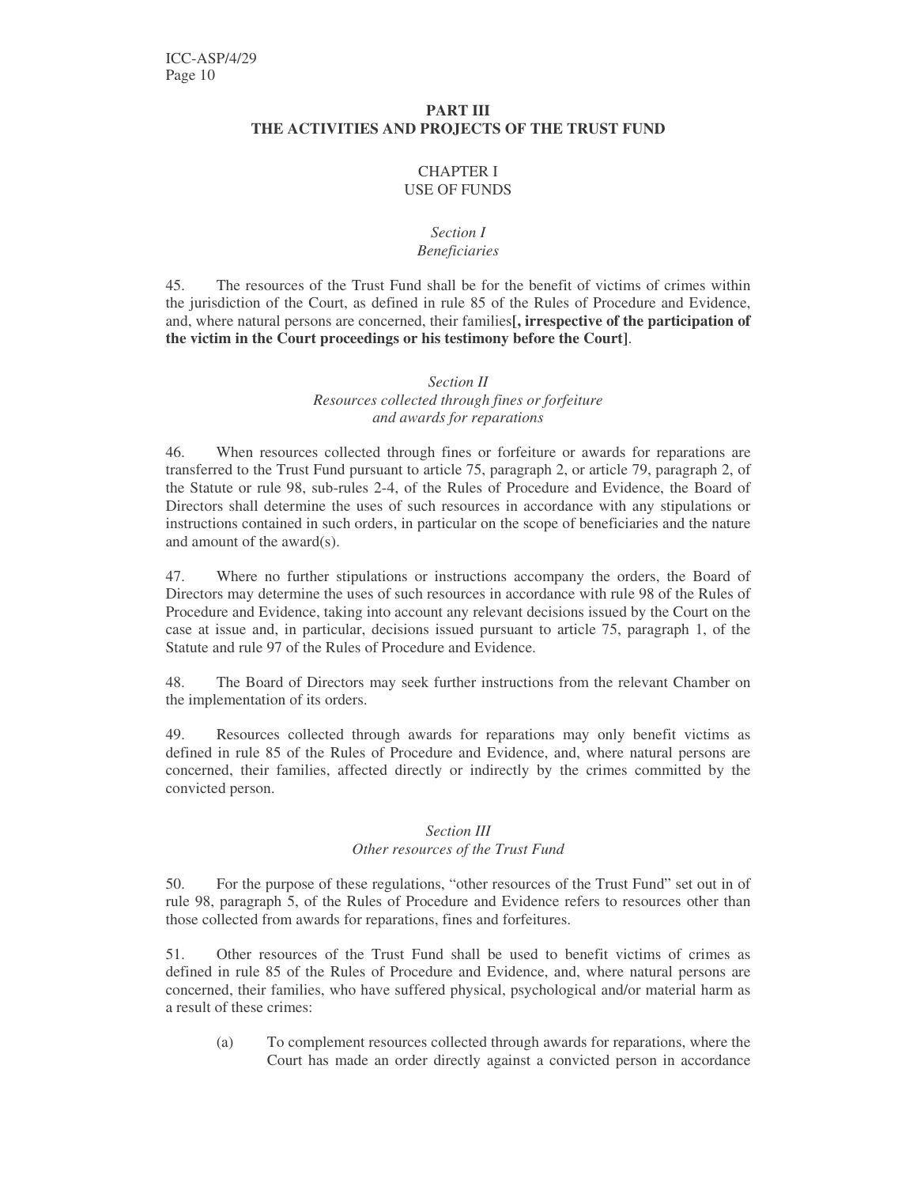## PART III
## THE ACTIVITIES AND PROJECTS OF THE TRUST FUND

### CHAPTER I
### USE OF FUNDS

#### *Section I*
#### *Beneficiaries*

45. The resources of the Trust Fund shall be for the benefit of victims of crimes within the jurisdiction of the Court, as defined in rule 85 of the Rules of Procedure and Evidence, and, where natural persons are concerned, their families**[, irrespective of the participation of the victim in the Court proceedings or his testimony before the Court]**.

#### *Section II*
#### *Resources collected through fines or forfeiture and awards for reparations*

46. When resources collected through fines or forfeiture or awards for reparations are transferred to the Trust Fund pursuant to article 75, paragraph 2, or article 79, paragraph 2, of the Statute or rule 98, sub-rules 2-4, of the Rules of Procedure and Evidence, the Board of Directors shall determine the uses of such resources in accordance with any stipulations or instructions contained in such orders, in particular on the scope of beneficiaries and the nature and amount of the award(s).

47. Where no further stipulations or instructions accompany the orders, the Board of Directors may determine the uses of such resources in accordance with rule 98 of the Rules of Procedure and Evidence, taking into account any relevant decisions issued by the Court on the case at issue and, in particular, decisions issued pursuant to article 75, paragraph 1, of the Statute and rule 97 of the Rules of Procedure and Evidence.

48. The Board of Directors may seek further instructions from the relevant Chamber on the implementation of its orders.

49. Resources collected through awards for reparations may only benefit victims as defined in rule 85 of the Rules of Procedure and Evidence, and, where natural persons are concerned, their families, affected directly or indirectly by the crimes committed by the convicted person.

#### *Section III*
#### *Other resources of the Trust Fund*

50. For the purpose of these regulations, "other resources of the Trust Fund" set out in of rule 98, paragraph 5, of the Rules of Procedure and Evidence refers to resources other than those collected from awards for reparations, fines and forfeitures.

51. Other resources of the Trust Fund shall be used to benefit victims of crimes as defined in rule 85 of the Rules of Procedure and Evidence, and, where natural persons are concerned, their families, who have suffered physical, psychological and/or material harm as a result of these crimes:

(a) To complement resources collected through awards for reparations, where the Court has made an order directly against a convicted person in accordance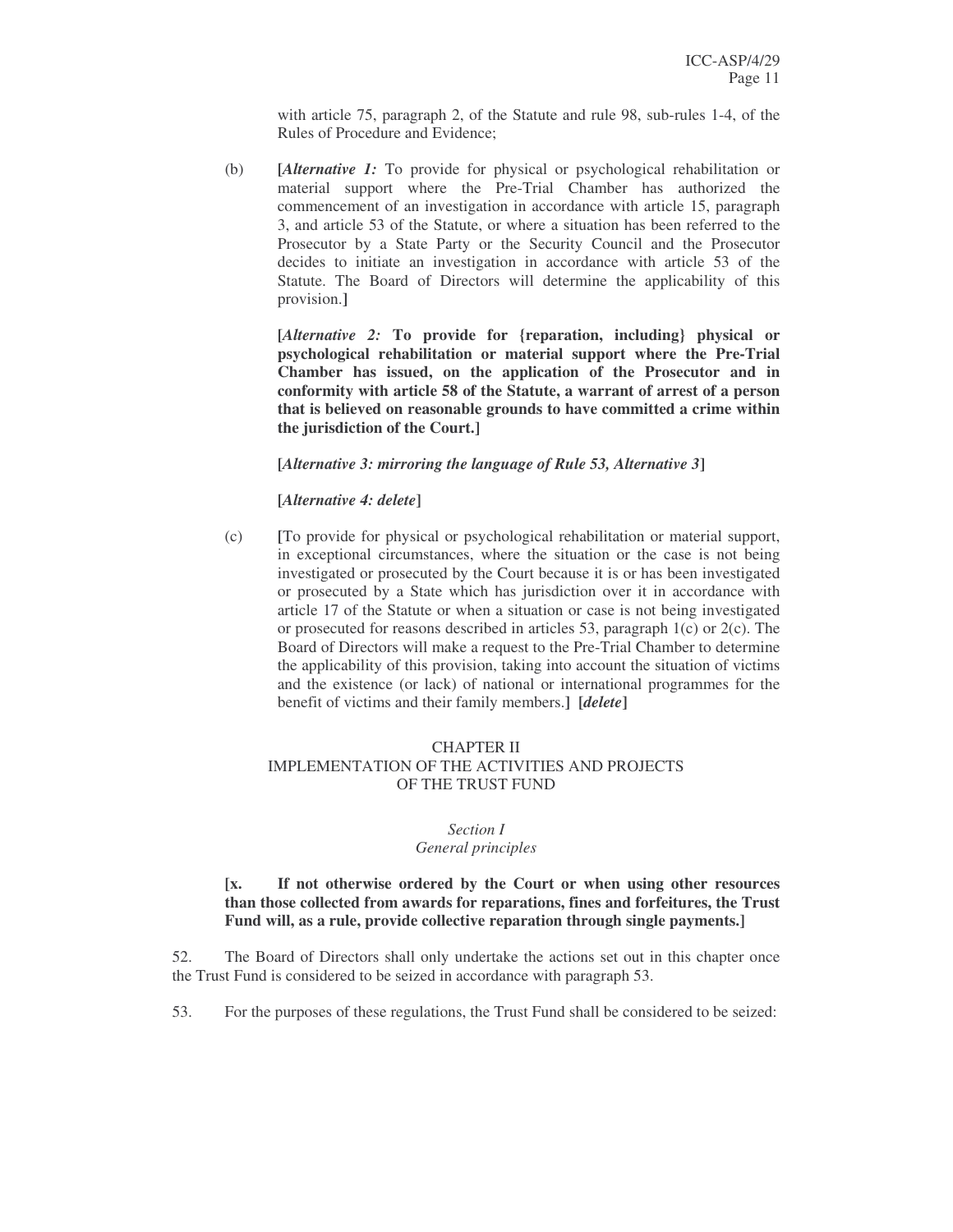with article 75, paragraph 2, of the Statute and rule 98, sub-rules 1-4, of the Rules of Procedure and Evidence;

(b) [*Alternative 1:* To provide for physical or psychological rehabilitation or material support where the Pre-Trial Chamber has authorized the commencement of an investigation in accordance with article 15, paragraph 3, and article 53 of the Statute, or where a situation has been referred to the Prosecutor by a State Party or the Security Council and the Prosecutor decides to initiate an investigation in accordance with article 53 of the Statute. The Board of Directors will determine the applicability of this provision.]

**[*Alternative 2:* To provide for {reparation, including} physical or psychological rehabilitation or material support where the Pre-Trial Chamber has issued, on the application of the Prosecutor and in conformity with article 58 of the Statute, a warrant of arrest of a person that is believed on reasonable grounds to have committed a crime within the jurisdiction of the Court.]**

**[*Alternative 3: mirroring the language of Rule 53, Alternative 3*]**

**[*Alternative 4: delete*]**

(c) [To provide for physical or psychological rehabilitation or material support, in exceptional circumstances, where the situation or the case is not being investigated or prosecuted by the Court because it is or has been investigated or prosecuted by a State which has jurisdiction over it in accordance with article 17 of the Statute or when a situation or case is not being investigated or prosecuted for reasons described in articles 53, paragraph 1(c) or 2(c). The Board of Directors will make a request to the Pre-Trial Chamber to determine the applicability of this provision, taking into account the situation of victims and the existence (or lack) of national or international programmes for the benefit of victims and their family members.] **[*delete*]**

## CHAPTER II
## IMPLEMENTATION OF THE ACTIVITIES AND PROJECTS OF THE TRUST FUND

### *Section I*
### *General principles*

**[x. If not otherwise ordered by the Court or when using other resources than those collected from awards for reparations, fines and forfeitures, the Trust Fund will, as a rule, provide collective reparation through single payments.]**

52. The Board of Directors shall only undertake the actions set out in this chapter once the Trust Fund is considered to be seized in accordance with paragraph 53.

53. For the purposes of these regulations, the Trust Fund shall be considered to be seized: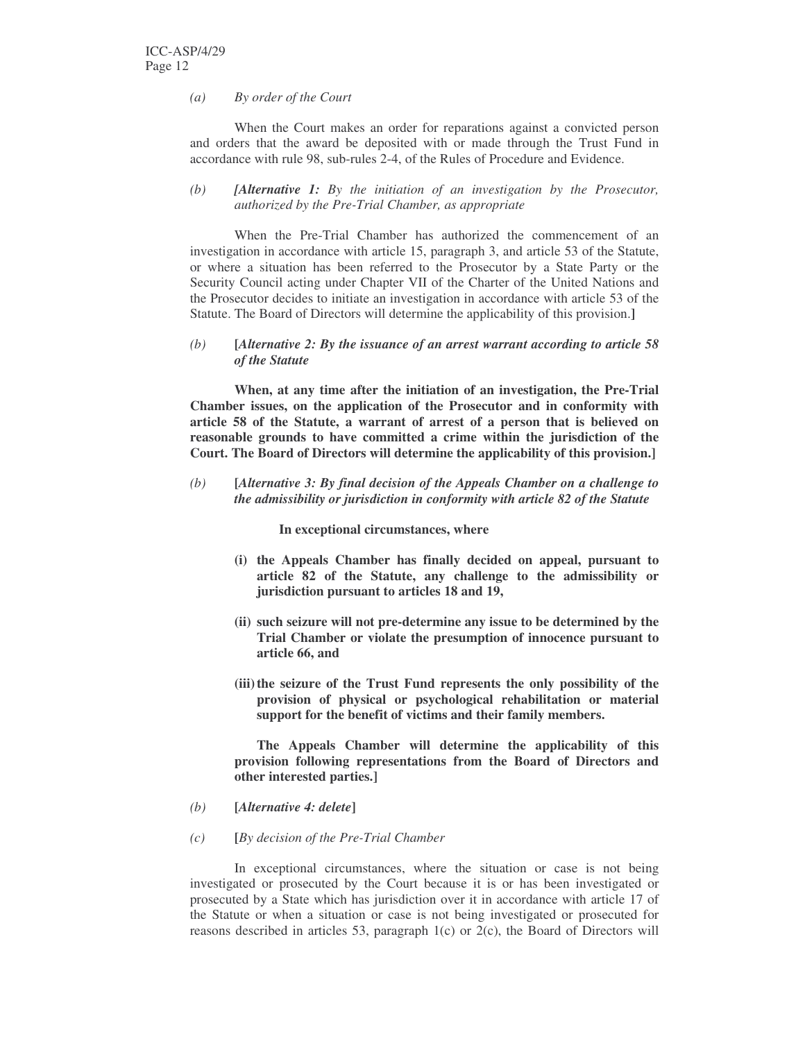*(a)* *By order of the Court*

When the Court makes an order for reparations against a convicted person and orders that the award be deposited with or made through the Trust Fund in accordance with rule 98, sub-rules 2-4, of the Rules of Procedure and Evidence.

*(b)* ***[Alternative 1:** By the initiation of an investigation by the Prosecutor, authorized by the Pre-Trial Chamber, as appropriate*

When the Pre-Trial Chamber has authorized the commencement of an investigation in accordance with article 15, paragraph 3, and article 53 of the Statute, or where a situation has been referred to the Prosecutor by a State Party or the Security Council acting under Chapter VII of the Charter of the United Nations and the Prosecutor decides to initiate an investigation in accordance with article 53 of the Statute. The Board of Directors will determine the applicability of this provision.**]**

*(b)* **[*Alternative 2: By the issuance of an arrest warrant according to article 58 of the Statute***

**When, at any time after the initiation of an investigation, the Pre-Trial Chamber issues, on the application of the Prosecutor and in conformity with article 58 of the Statute, a warrant of arrest of a person that is believed on reasonable grounds to have committed a crime within the jurisdiction of the Court. The Board of Directors will determine the applicability of this provision.]**

*(b)* **[*Alternative 3: By final decision of the Appeals Chamber on a challenge to the admissibility or jurisdiction in conformity with article 82 of the Statute***

**In exceptional circumstances, where**

**(i) the Appeals Chamber has finally decided on appeal, pursuant to article 82 of the Statute, any challenge to the admissibility or jurisdiction pursuant to articles 18 and 19,**

**(ii) such seizure will not pre-determine any issue to be determined by the Trial Chamber or violate the presumption of innocence pursuant to article 66, and**

**(iii) the seizure of the Trust Fund represents the only possibility of the provision of physical or psychological rehabilitation or material support for the benefit of victims and their family members.**

**The Appeals Chamber will determine the applicability of this provision following representations from the Board of Directors and other interested parties.]**

*(b)* **[*Alternative 4: delete*]**

*(c)* **[***By decision of the Pre-Trial Chamber*

In exceptional circumstances, where the situation or case is not being investigated or prosecuted by the Court because it is or has been investigated or prosecuted by a State which has jurisdiction over it in accordance with article 17 of the Statute or when a situation or case is not being investigated or prosecuted for reasons described in articles 53, paragraph 1(c) or 2(c), the Board of Directors will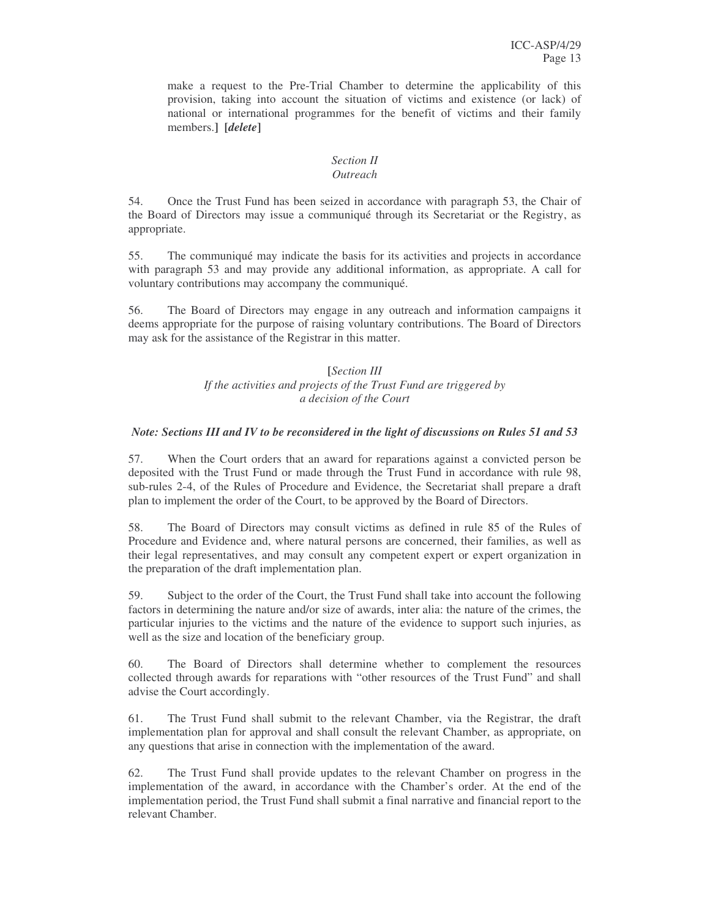make a request to the Pre-Trial Chamber to determine the applicability of this provision, taking into account the situation of victims and existence (or lack) of national or international programmes for the benefit of victims and their family members.**]** **[*delete*]**

*Section II*
*Outreach*

54. Once the Trust Fund has been seized in accordance with paragraph 53, the Chair of the Board of Directors may issue a communiqué through its Secretariat or the Registry, as appropriate.

55. The communiqué may indicate the basis for its activities and projects in accordance with paragraph 53 and may provide any additional information, as appropriate. A call for voluntary contributions may accompany the communiqué.

56. The Board of Directors may engage in any outreach and information campaigns it deems appropriate for the purpose of raising voluntary contributions. The Board of Directors may ask for the assistance of the Registrar in this matter.

[*Section III*
*If the activities and projects of the Trust Fund are triggered by a decision of the Court*

***Note: Sections III and IV to be reconsidered in the light of discussions on Rules 51 and 53***

57. When the Court orders that an award for reparations against a convicted person be deposited with the Trust Fund or made through the Trust Fund in accordance with rule 98, sub-rules 2-4, of the Rules of Procedure and Evidence, the Secretariat shall prepare a draft plan to implement the order of the Court, to be approved by the Board of Directors.

58. The Board of Directors may consult victims as defined in rule 85 of the Rules of Procedure and Evidence and, where natural persons are concerned, their families, as well as their legal representatives, and may consult any competent expert or expert organization in the preparation of the draft implementation plan.

59. Subject to the order of the Court, the Trust Fund shall take into account the following factors in determining the nature and/or size of awards, inter alia: the nature of the crimes, the particular injuries to the victims and the nature of the evidence to support such injuries, as well as the size and location of the beneficiary group.

60. The Board of Directors shall determine whether to complement the resources collected through awards for reparations with "other resources of the Trust Fund" and shall advise the Court accordingly.

61. The Trust Fund shall submit to the relevant Chamber, via the Registrar, the draft implementation plan for approval and shall consult the relevant Chamber, as appropriate, on any questions that arise in connection with the implementation of the award.

62. The Trust Fund shall provide updates to the relevant Chamber on progress in the implementation of the award, in accordance with the Chamber's order. At the end of the implementation period, the Trust Fund shall submit a final narrative and financial report to the relevant Chamber.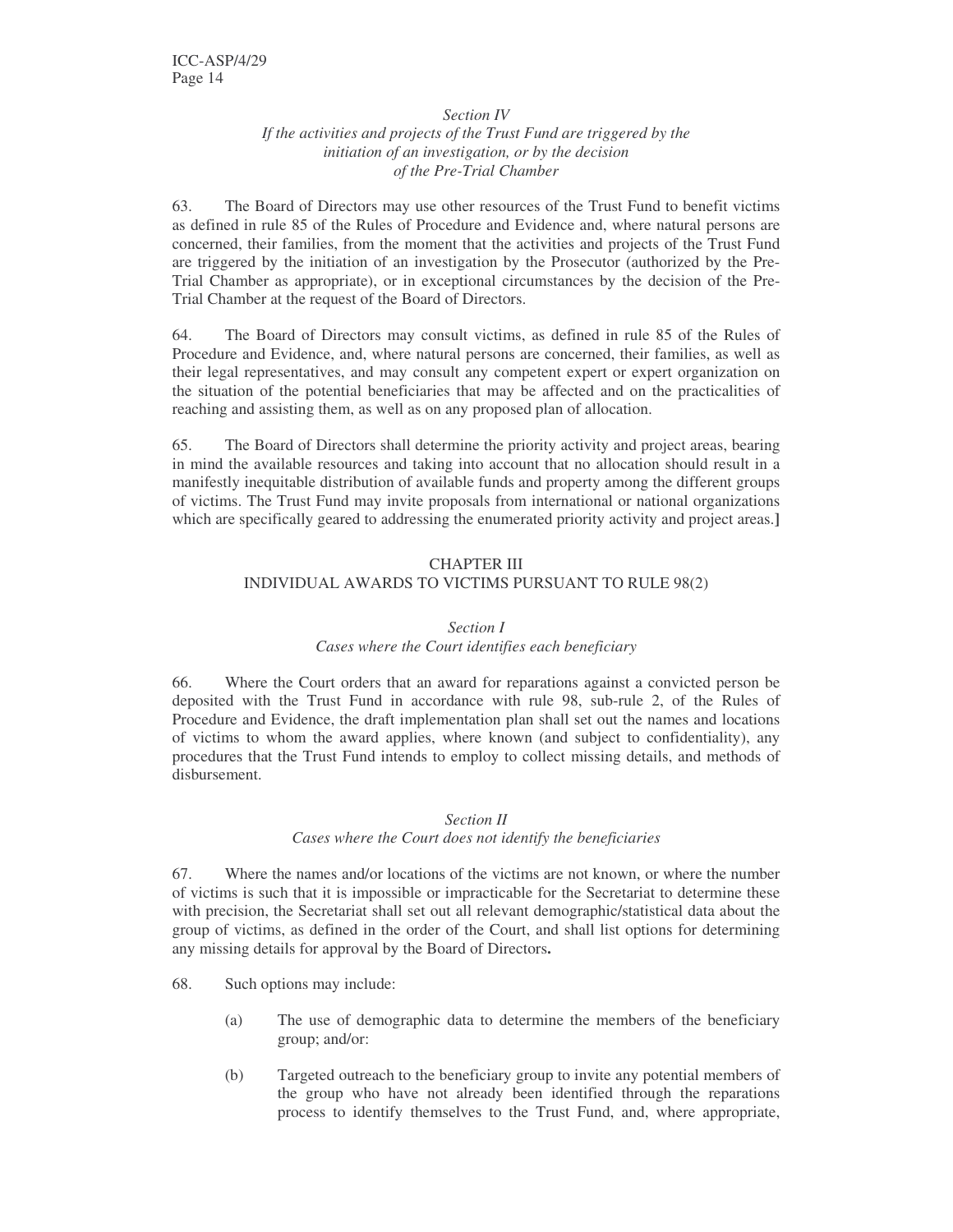*Section IV*
*If the activities and projects of the Trust Fund are triggered by the initiation of an investigation, or by the decision of the Pre-Trial Chamber*

63. The Board of Directors may use other resources of the Trust Fund to benefit victims as defined in rule 85 of the Rules of Procedure and Evidence and, where natural persons are concerned, their families, from the moment that the activities and projects of the Trust Fund are triggered by the initiation of an investigation by the Prosecutor (authorized by the Pre-Trial Chamber as appropriate), or in exceptional circumstances by the decision of the Pre-Trial Chamber at the request of the Board of Directors.

64. The Board of Directors may consult victims, as defined in rule 85 of the Rules of Procedure and Evidence, and, where natural persons are concerned, their families, as well as their legal representatives, and may consult any competent expert or expert organization on the situation of the potential beneficiaries that may be affected and on the practicalities of reaching and assisting them, as well as on any proposed plan of allocation.

65. The Board of Directors shall determine the priority activity and project areas, bearing in mind the available resources and taking into account that no allocation should result in a manifestly inequitable distribution of available funds and property among the different groups of victims. The Trust Fund may invite proposals from international or national organizations which are specifically geared to addressing the enumerated priority activity and project areas.**]**

## CHAPTER III
## INDIVIDUAL AWARDS TO VICTIMS PURSUANT TO RULE 98(2)

*Section I*
*Cases where the Court identifies each beneficiary*

66. Where the Court orders that an award for reparations against a convicted person be deposited with the Trust Fund in accordance with rule 98, sub-rule 2, of the Rules of Procedure and Evidence, the draft implementation plan shall set out the names and locations of victims to whom the award applies, where known (and subject to confidentiality), any procedures that the Trust Fund intends to employ to collect missing details, and methods of disbursement.

*Section II*
*Cases where the Court does not identify the beneficiaries*

67. Where the names and/or locations of the victims are not known, or where the number of victims is such that it is impossible or impracticable for the Secretariat to determine these with precision, the Secretariat shall set out all relevant demographic/statistical data about the group of victims, as defined in the order of the Court, and shall list options for determining any missing details for approval by the Board of Directors**.**

68. Such options may include:

(a) The use of demographic data to determine the members of the beneficiary group; and/or:

(b) Targeted outreach to the beneficiary group to invite any potential members of the group who have not already been identified through the reparations process to identify themselves to the Trust Fund, and, where appropriate,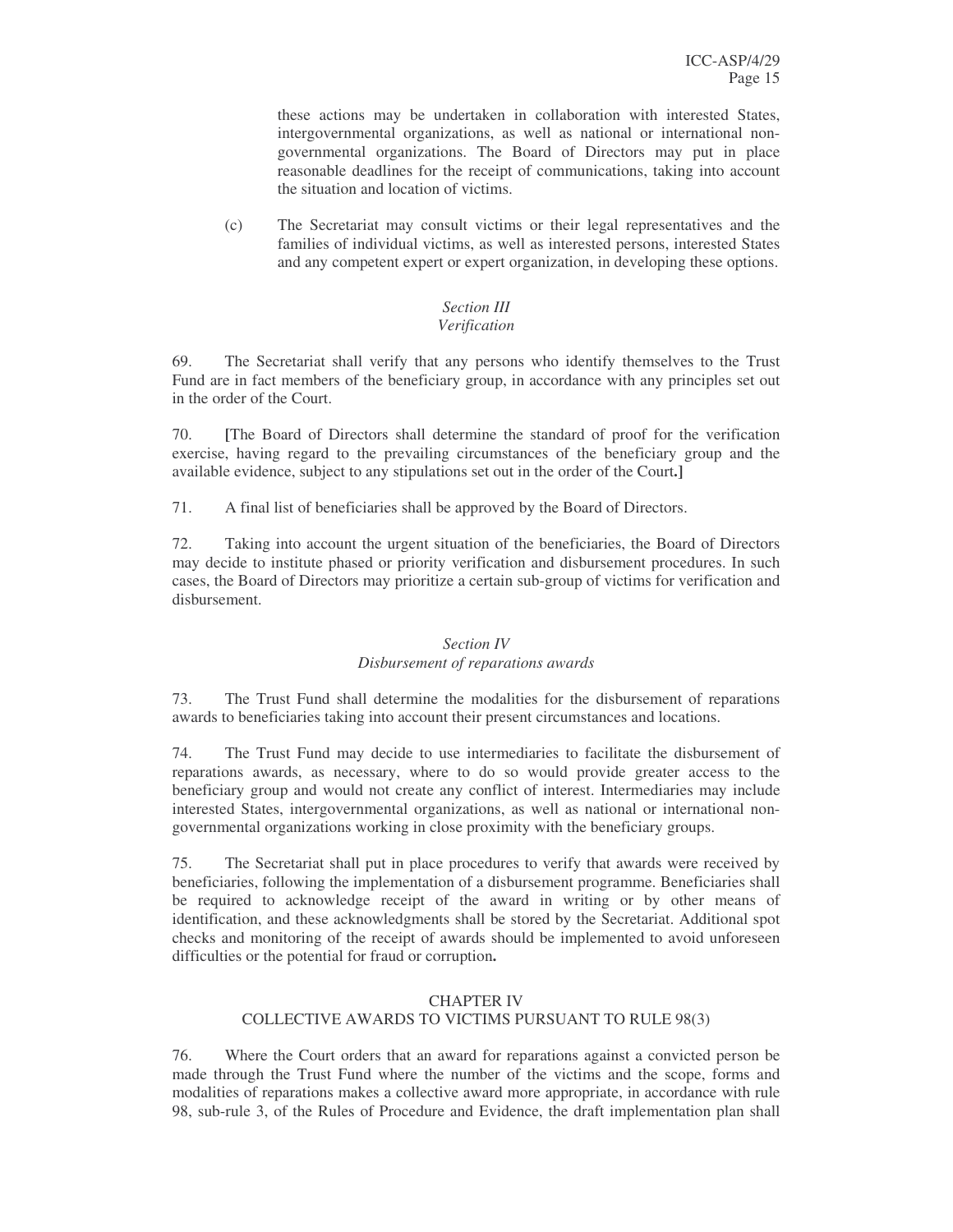these actions may be undertaken in collaboration with interested States, intergovernmental organizations, as well as national or international non-governmental organizations. The Board of Directors may put in place reasonable deadlines for the receipt of communications, taking into account the situation and location of victims.

(c) The Secretariat may consult victims or their legal representatives and the families of individual victims, as well as interested persons, interested States and any competent expert or expert organization, in developing these options.

*Section III*
*Verification*

69. The Secretariat shall verify that any persons who identify themselves to the Trust Fund are in fact members of the beneficiary group, in accordance with any principles set out in the order of the Court.

70. **[**The Board of Directors shall determine the standard of proof for the verification exercise, having regard to the prevailing circumstances of the beneficiary group and the available evidence, subject to any stipulations set out in the order of the Court**.]**

71. A final list of beneficiaries shall be approved by the Board of Directors.

72. Taking into account the urgent situation of the beneficiaries, the Board of Directors may decide to institute phased or priority verification and disbursement procedures. In such cases, the Board of Directors may prioritize a certain sub-group of victims for verification and disbursement.

*Section IV*
*Disbursement of reparations awards*

73. The Trust Fund shall determine the modalities for the disbursement of reparations awards to beneficiaries taking into account their present circumstances and locations.

74. The Trust Fund may decide to use intermediaries to facilitate the disbursement of reparations awards, as necessary, where to do so would provide greater access to the beneficiary group and would not create any conflict of interest. Intermediaries may include interested States, intergovernmental organizations, as well as national or international non-governmental organizations working in close proximity with the beneficiary groups.

75. The Secretariat shall put in place procedures to verify that awards were received by beneficiaries, following the implementation of a disbursement programme. Beneficiaries shall be required to acknowledge receipt of the award in writing or by other means of identification, and these acknowledgments shall be stored by the Secretariat. Additional spot checks and monitoring of the receipt of awards should be implemented to avoid unforeseen difficulties or the potential for fraud or corruption**.**

## CHAPTER IV
## COLLECTIVE AWARDS TO VICTIMS PURSUANT TO RULE 98(3)

76. Where the Court orders that an award for reparations against a convicted person be made through the Trust Fund where the number of the victims and the scope, forms and modalities of reparations makes a collective award more appropriate, in accordance with rule 98, sub-rule 3, of the Rules of Procedure and Evidence, the draft implementation plan shall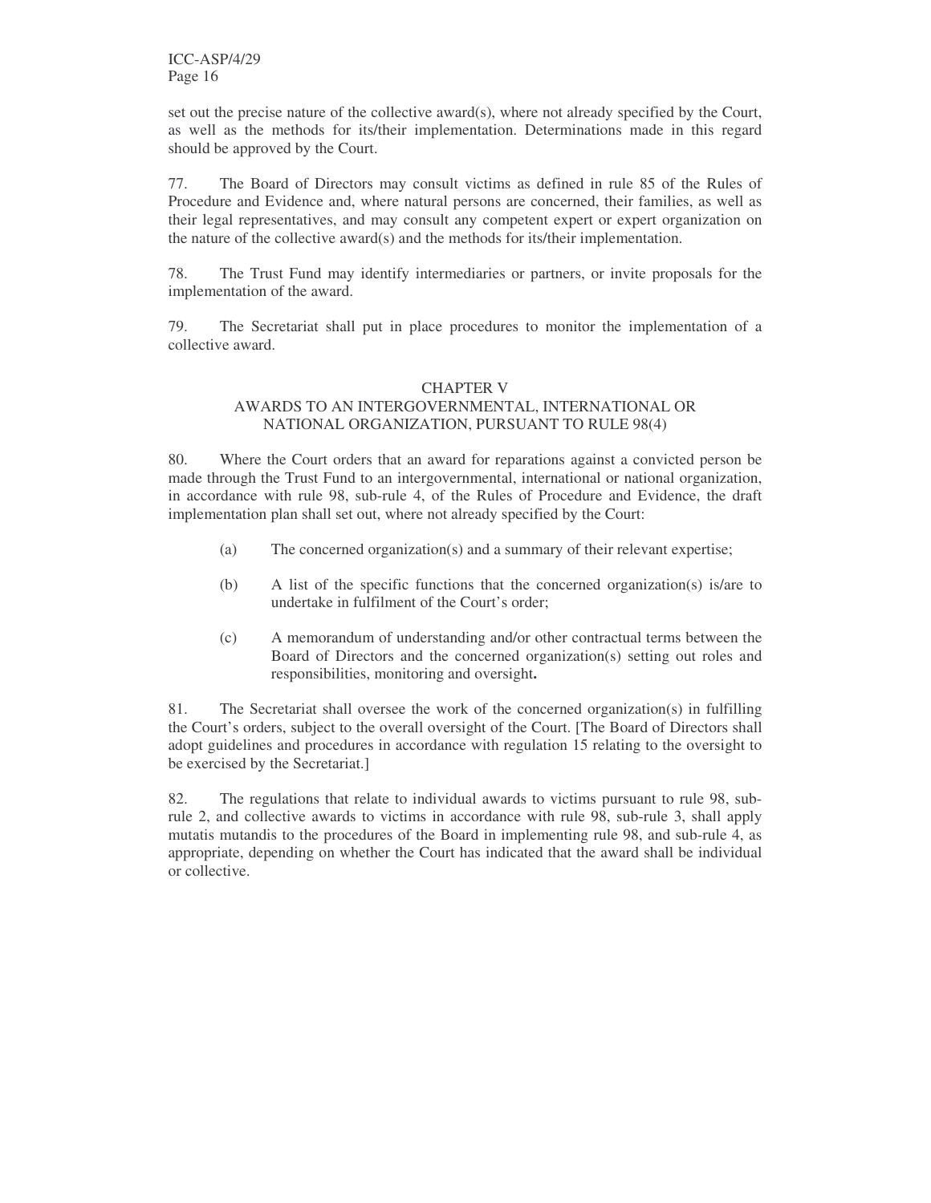set out the precise nature of the collective award(s), where not already specified by the Court, as well as the methods for its/their implementation. Determinations made in this regard should be approved by the Court.

77. The Board of Directors may consult victims as defined in rule 85 of the Rules of Procedure and Evidence and, where natural persons are concerned, their families, as well as their legal representatives, and may consult any competent expert or expert organization on the nature of the collective award(s) and the methods for its/their implementation.

78. The Trust Fund may identify intermediaries or partners, or invite proposals for the implementation of the award.

79. The Secretariat shall put in place procedures to monitor the implementation of a collective award.

## CHAPTER V
## AWARDS TO AN INTERGOVERNMENTAL, INTERNATIONAL OR NATIONAL ORGANIZATION, PURSUANT TO RULE 98(4)

80. Where the Court orders that an award for reparations against a convicted person be made through the Trust Fund to an intergovernmental, international or national organization, in accordance with rule 98, sub-rule 4, of the Rules of Procedure and Evidence, the draft implementation plan shall set out, where not already specified by the Court:

(a) The concerned organization(s) and a summary of their relevant expertise;

(b) A list of the specific functions that the concerned organization(s) is/are to undertake in fulfilment of the Court's order;

(c) A memorandum of understanding and/or other contractual terms between the Board of Directors and the concerned organization(s) setting out roles and responsibilities, monitoring and oversight**.**

81. The Secretariat shall oversee the work of the concerned organization(s) in fulfilling the Court's orders, subject to the overall oversight of the Court. [The Board of Directors shall adopt guidelines and procedures in accordance with regulation 15 relating to the oversight to be exercised by the Secretariat.]

82. The regulations that relate to individual awards to victims pursuant to rule 98, sub-rule 2, and collective awards to victims in accordance with rule 98, sub-rule 3, shall apply mutatis mutandis to the procedures of the Board in implementing rule 98, and sub-rule 4, as appropriate, depending on whether the Court has indicated that the award shall be individual or collective.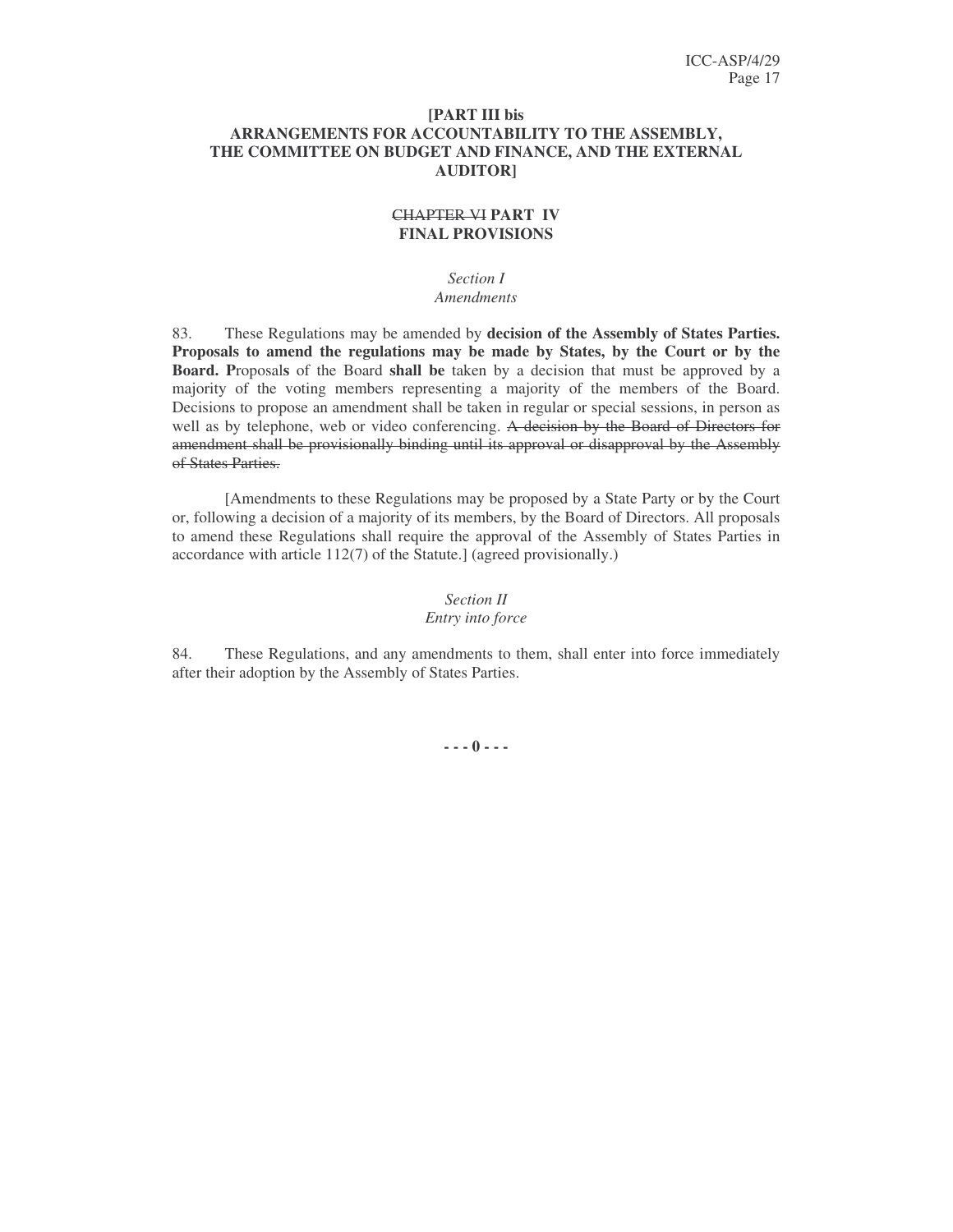**[PART III bis**
**ARRANGEMENTS FOR ACCOUNTABILITY TO THE ASSEMBLY, THE COMMITTEE ON BUDGET AND FINANCE, AND THE EXTERNAL AUDITOR]**

~~CHAPTER VI~~ **PART IV**
**FINAL PROVISIONS**

*Section I*
*Amendments*

83. These Regulations may be amended by **decision of the Assembly of States Parties. Proposals to amend the regulations may be made by States, by the Court or by the Board. P**roposal**s** of the Board **shall be** taken by a decision that must be approved by a majority of the voting members representing a majority of the members of the Board. Decisions to propose an amendment shall be taken in regular or special sessions, in person as well as by telephone, web or video conferencing. ~~A decision by the Board of Directors for amendment shall be provisionally binding until its approval or disapproval by the Assembly of States Parties.~~

[Amendments to these Regulations may be proposed by a State Party or by the Court or, following a decision of a majority of its members, by the Board of Directors. All proposals to amend these Regulations shall require the approval of the Assembly of States Parties in accordance with article 112(7) of the Statute.] (agreed provisionally.)

*Section II*
*Entry into force*

84. These Regulations, and any amendments to them, shall enter into force immediately after their adoption by the Assembly of States Parties.

**- - - 0 - - -**